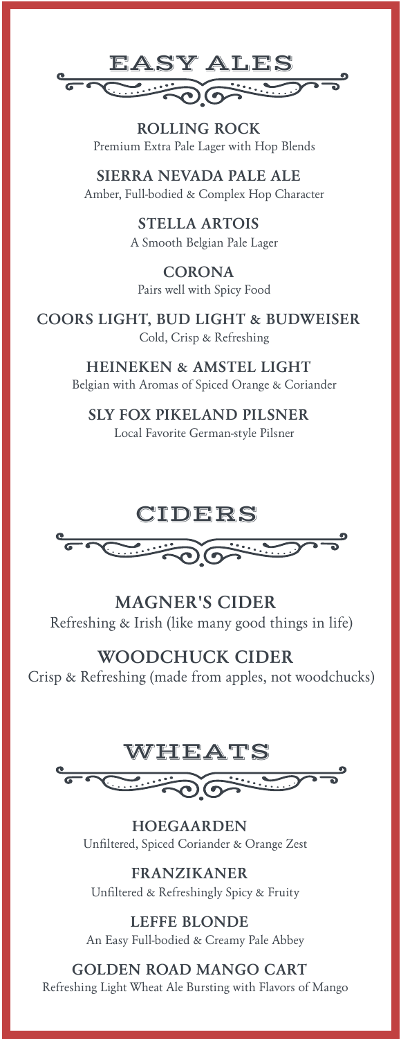# EASY ALES

**ROLLING ROCK**
Premium Extra Pale Lager with Hop Blends

**SIERRA NEVADA PALE ALE**
Amber, Full-bodied & Complex Hop Character

**STELLA ARTOIS**
A Smooth Belgian Pale Lager

**CORONA**
Pairs well with Spicy Food

**COORS LIGHT, BUD LIGHT & BUDWEISER**
Cold, Crisp & Refreshing

**HEINEKEN & AMSTEL LIGHT**
Belgian with Aromas of Spiced Orange & Coriander

**SLY FOX PIKELAND PILSNER**
Local Favorite German-style Pilsner

# CIDERS

**MAGNER'S CIDER**
Refreshing & Irish (like many good things in life)

**WOODCHUCK CIDER**
Crisp & Refreshing (made from apples, not woodchucks)

# WHEATS

**HOEGAARDEN**
Unfiltered, Spiced Coriander & Orange Zest

**FRANZIKANER**
Unfiltered & Refreshingly Spicy & Fruity

**LEFFE BLONDE**
An Easy Full-bodied & Creamy Pale Abbey

**GOLDEN ROAD MANGO CART**
Refreshing Light Wheat Ale Bursting with Flavors of Mango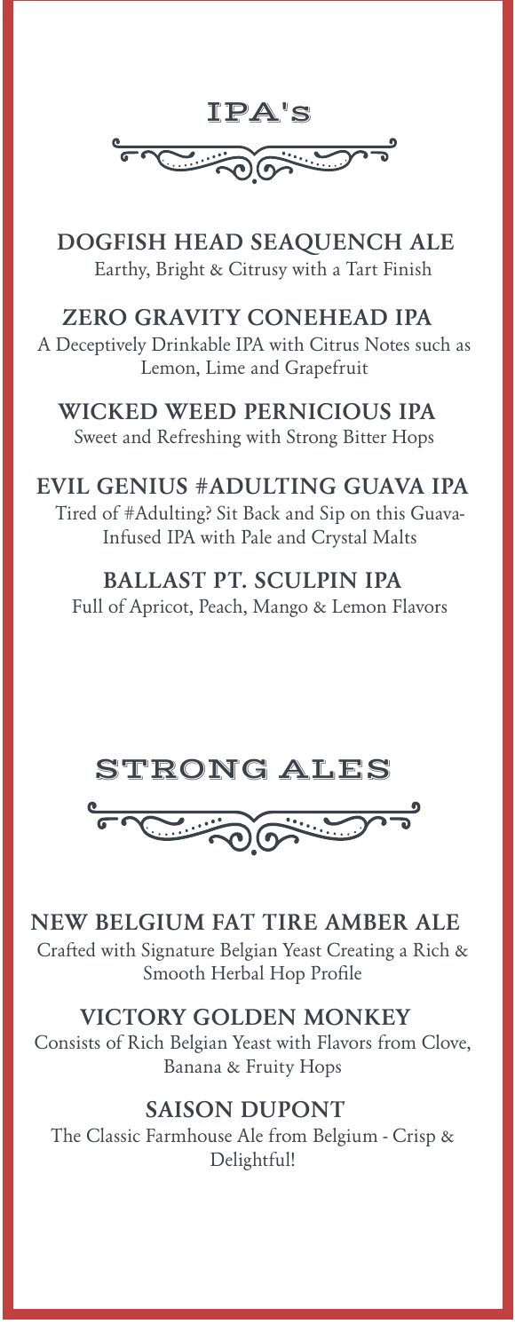# IPA's

### DOGFISH HEAD SEAQUENCH ALE

Earthy, Bright & Citrusy with a Tart Finish

### ZERO GRAVITY CONEHEAD IPA

A Deceptively Drinkable IPA with Citrus Notes such as Lemon, Lime and Grapefruit

### WICKED WEED PERNICIOUS IPA

Sweet and Refreshing with Strong Bitter Hops

### EVIL GENIUS #ADULTING GUAVA IPA

Tired of #Adulting? Sit Back and Sip on this Guava-Infused IPA with Pale and Crystal Malts

### BALLAST PT. SCULPIN IPA

Full of Apricot, Peach, Mango & Lemon Flavors

# STRONG ALES

### NEW BELGIUM FAT TIRE AMBER ALE

Crafted with Signature Belgian Yeast Creating a Rich & Smooth Herbal Hop Profile

### VICTORY GOLDEN MONKEY

Consists of Rich Belgian Yeast with Flavors from Clove, Banana & Fruity Hops

### SAISON DUPONT

The Classic Farmhouse Ale from Belgium - Crisp & Delightful!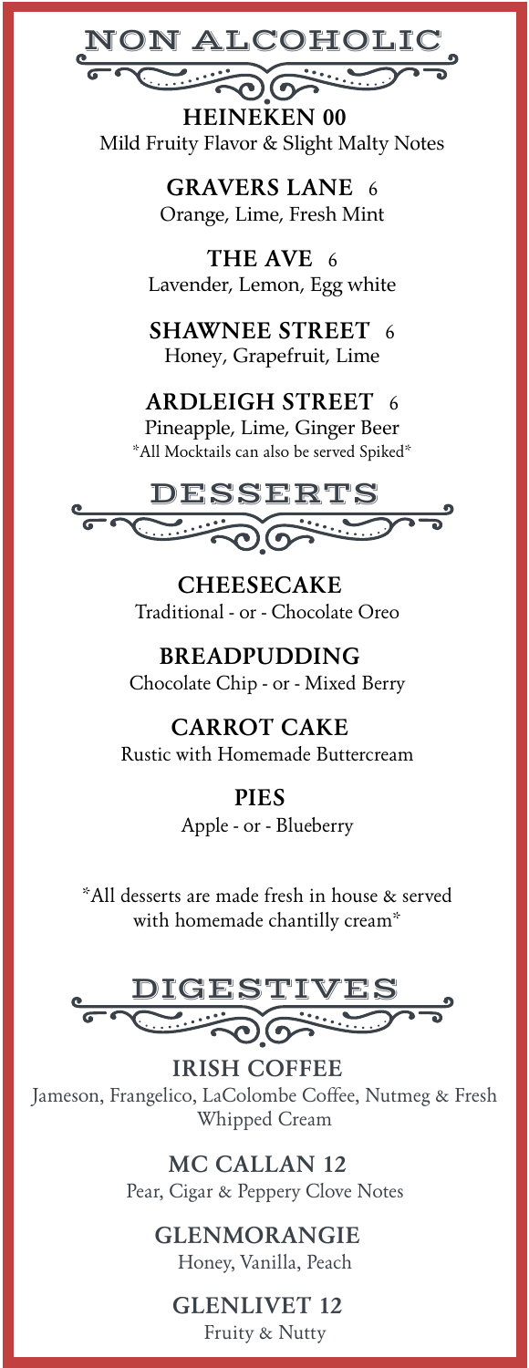# NON ALCOHOLIC

**HEINEKEN 00**
Mild Fruity Flavor & Slight Malty Notes

**GRAVERS LANE** 6
Orange, Lime, Fresh Mint

**THE AVE** 6
Lavender, Lemon, Egg white

**SHAWNEE STREET** 6
Honey, Grapefruit, Lime

**ARDLEIGH STREET** 6
Pineapple, Lime, Ginger Beer

*All Mocktails can also be served Spiked*

# DESSERTS

**CHEESECAKE**
Traditional - or - Chocolate Oreo

**BREADPUDDING**
Chocolate Chip - or - Mixed Berry

**CARROT CAKE**
Rustic with Homemade Buttercream

**PIES**
Apple - or - Blueberry

*All desserts are made fresh in house & served with homemade chantilly cream*

# DIGESTIVES

**IRISH COFFEE**
Jameson, Frangelico, LaColombe Coffee, Nutmeg & Fresh Whipped Cream

**MC CALLAN 12**
Pear, Cigar & Peppery Clove Notes

**GLENMORANGIE**
Honey, Vanilla, Peach

**GLENLIVET 12**
Fruity & Nutty